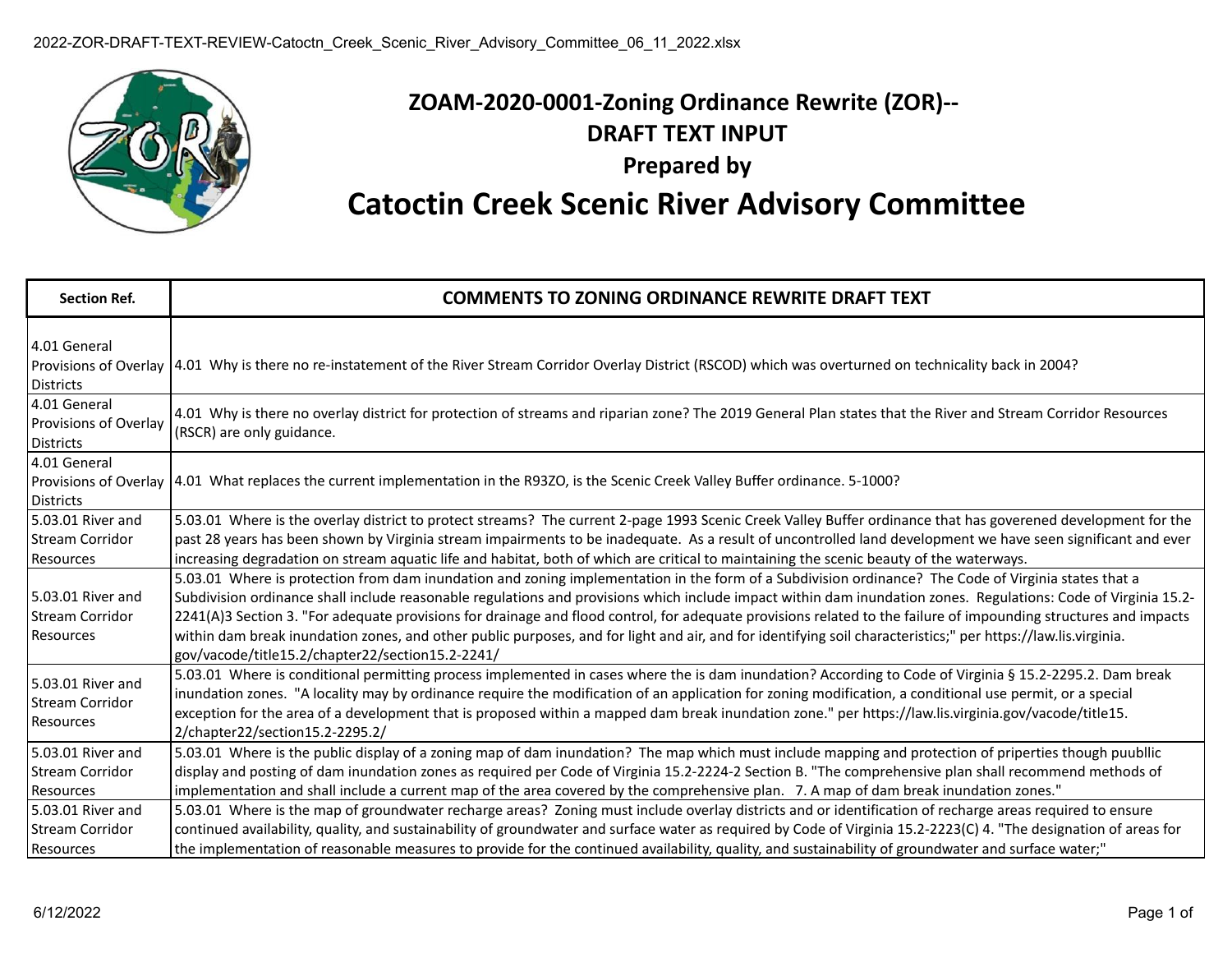## ZOAM-2020-0001-Zoning Ordinance Rewrite (ZOR)--
## DRAFT TEXT INPUT
## Prepared by
# Catoctin Creek Scenic River Advisory Committee

| Section Ref. | COMMENTS TO ZONING ORDINANCE REWRITE DRAFT TEXT |
|---|---|
| 4.01 General Provisions of Overlay Districts | 4.01 Why is there no re-instatement of the River Stream Corridor Overlay District (RSCOD) which was overturned on technicality back in 2004? |
| 4.01 General Provisions of Overlay Districts | 4.01 Why is there no overlay district for protection of streams and riparian zone? The 2019 General Plan states that the River and Stream Corridor Resources (RSCR) are only guidance. |
| 4.01 General Provisions of Overlay Districts | 4.01 What replaces the current implementation in the R93ZO, is the Scenic Creek Valley Buffer ordinance. 5-1000? |
| 5.03.01 River and Stream Corridor Resources | 5.03.01 Where is the overlay district to protect streams? The current 2-page 1993 Scenic Creek Valley Buffer ordinance that has goverened development for the past 28 years has been shown by Virginia stream impairments to be inadequate. As a result of uncontrolled land development we have seen significant and ever increasing degradation on stream aquatic life and habitat, both of which are critical to maintaining the scenic beauty of the waterways. |
| 5.03.01 River and Stream Corridor Resources | 5.03.01 Where is protection from dam inundation and zoning implementation in the form of a Subdivision ordinance? The Code of Virginia states that a Subdivision ordinance shall include reasonable regulations and provisions which include impact within dam inundation zones. Regulations: Code of Virginia 15.2-2241(A)3 Section 3. "For adequate provisions for drainage and flood control, for adequate provisions related to the failure of impounding structures and impacts within dam break inundation zones, and other public purposes, and for light and air, and for identifying soil characteristics;" per https://law.lis.virginia.gov/vacode/title15.2/chapter22/section15.2-2241/ |
| 5.03.01 River and Stream Corridor Resources | 5.03.01 Where is conditional permitting process implemented in cases where the is dam inundation? According to Code of Virginia § 15.2-2295.2. Dam break inundation zones. "A locality may by ordinance require the modification of an application for zoning modification, a conditional use permit, or a special exception for the area of a development that is proposed within a mapped dam break inundation zone." per https://law.lis.virginia.gov/vacode/title15.2/chapter22/section15.2-2295.2/ |
| 5.03.01 River and Stream Corridor Resources | 5.03.01 Where is the public display of a zoning map of dam inundation? The map which must include mapping and protection of priperties though puubllic display and posting of dam inundation zones as required per Code of Virginia 15.2-2224-2 Section B. "The comprehensive plan shall recommend methods of implementation and shall include a current map of the area covered by the comprehensive plan. 7. A map of dam break inundation zones." |
| 5.03.01 River and Stream Corridor Resources | 5.03.01 Where is the map of groundwater recharge areas? Zoning must include overlay districts and or identification of recharge areas required to ensure continued availability, quality, and sustainability of groundwater and surface water as required by Code of Virginia 15.2-2223(C) 4. "The designation of areas for the implementation of reasonable measures to provide for the continued availability, quality, and sustainability of groundwater and surface water;" |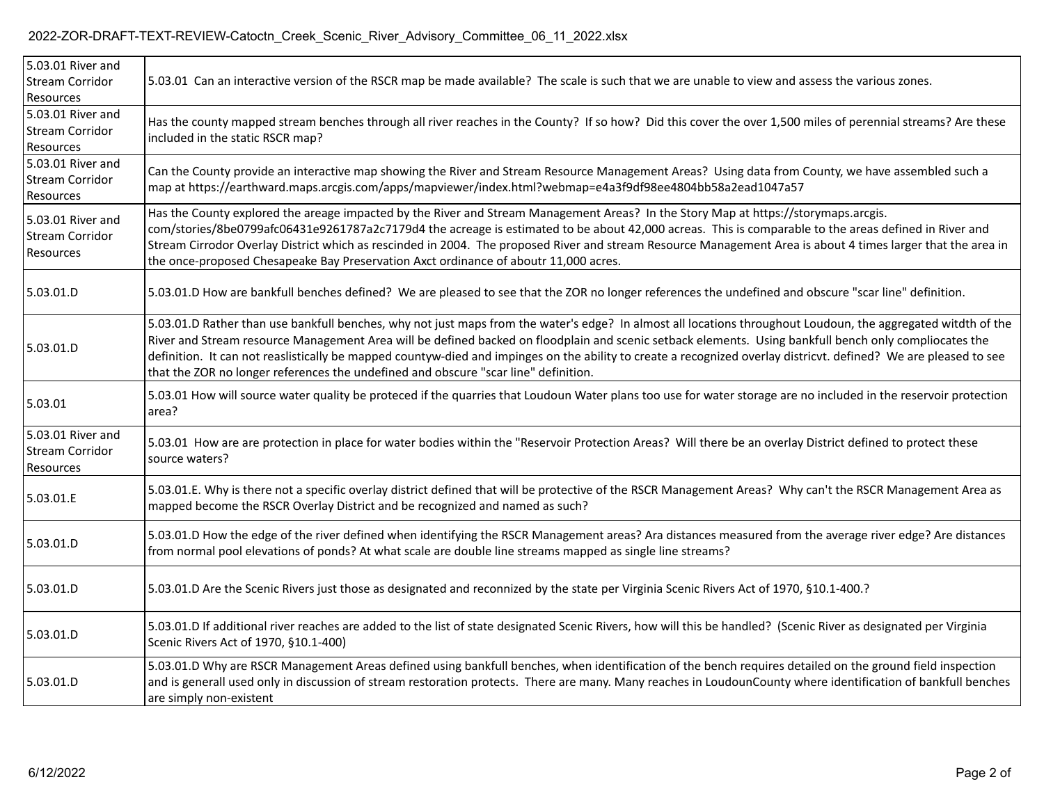| | |
|---|---|
| 5.03.01 River and Stream Corridor Resources | 5.03.01 Can an interactive version of the RSCR map be made available? The scale is such that we are unable to view and assess the various zones. |
| 5.03.01 River and Stream Corridor Resources | Has the county mapped stream benches through all river reaches in the County? If so how? Did this cover the over 1,500 miles of perennial streams? Are these included in the static RSCR map? |
| 5.03.01 River and Stream Corridor Resources | Can the County provide an interactive map showing the River and Stream Resource Management Areas? Using data from County, we have assembled such a map at https://earthward.maps.arcgis.com/apps/mapviewer/index.html?webmap=e4a3f9df98ee4804bb58a2ead1047a57 |
| 5.03.01 River and Stream Corridor Resources | Has the County explored the areage impacted by the River and Stream Management Areas? In the Story Map at https://storymaps.arcgis.com/stories/8be0799afc06431e9261787a2c7179d4 the acreage is estimated to be about 42,000 acreas. This is comparable to the areas defined in River and Stream Cirrodor Overlay District which as rescinded in 2004. The proposed River and stream Resource Management Area is about 4 times larger that the area in the once-proposed Chesapeake Bay Preservation Axct ordinance of aboutr 11,000 acres. |
| 5.03.01.D | 5.03.01.D How are bankfull benches defined? We are pleased to see that the ZOR no longer references the undefined and obscure "scar line" definition. |
| 5.03.01.D | 5.03.01.D Rather than use bankfull benches, why not just maps from the water's edge? In almost all locations throughout Loudoun, the aggregated witdth of the River and Stream resource Management Area will be defined backed on floodplain and scenic setback elements. Using bankfull bench only compliocates the definition. It can not reaslistically be mapped countyw-died and impinges on the ability to create a recognized overlay districvt. defined? We are pleased to see that the ZOR no longer references the undefined and obscure "scar line" definition. |
| 5.03.01 | 5.03.01 How will source water quality be proteced if the quarries that Loudoun Water plans too use for water storage are no included in the reservoir protection area? |
| 5.03.01 River and Stream Corridor Resources | 5.03.01 How are are protection in place for water bodies within the "Reservoir Protection Areas? Will there be an overlay District defined to protect these source waters? |
| 5.03.01.E | 5.03.01.E. Why is there not a specific overlay district defined that will be protective of the RSCR Management Areas? Why can't the RSCR Management Area as mapped become the RSCR Overlay District and be recognized and named as such? |
| 5.03.01.D | 5.03.01.D How the edge of the river defined when identifying the RSCR Management areas? Ara distances measured from the average river edge? Are distances from normal pool elevations of ponds? At what scale are double line streams mapped as single line streams? |
| 5.03.01.D | 5.03.01.D Are the Scenic Rivers just those as designated and reconnized by the state per Virginia Scenic Rivers Act of 1970, §10.1-400.? |
| 5.03.01.D | 5.03.01.D If additional river reaches are added to the list of state designated Scenic Rivers, how will this be handled? (Scenic River as designated per Virginia Scenic Rivers Act of 1970, §10.1-400) |
| 5.03.01.D | 5.03.01.D Why are RSCR Management Areas defined using bankfull benches, when identification of the bench requires detailed on the ground field inspection and is generall used only in discussion of stream restoration protects. There are many. Many reaches in LoudounCounty where identification of bankfull benches are simply non-existent |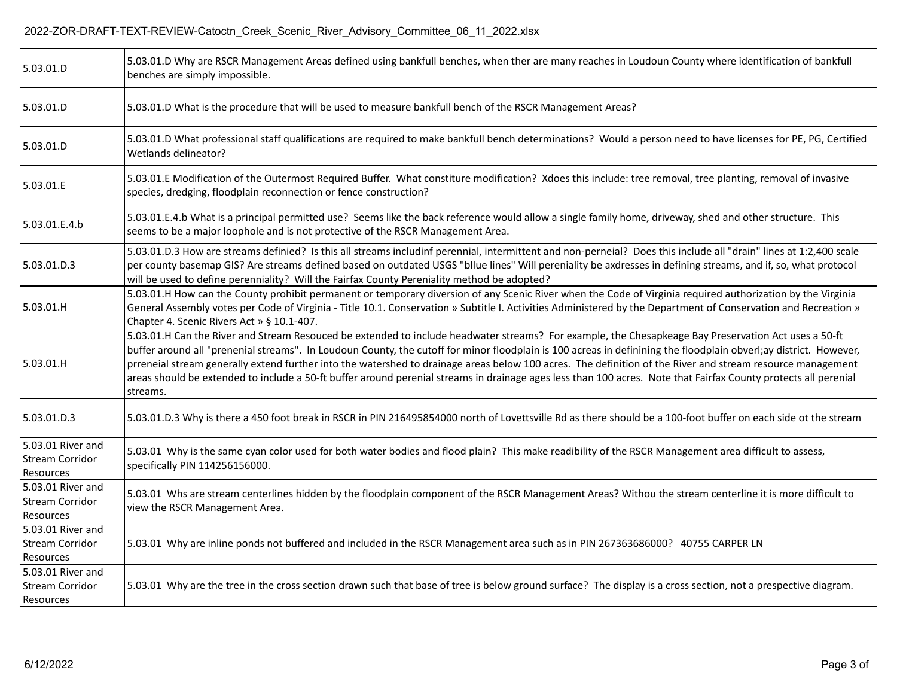| | |
|---|---|
| 5.03.01.D | 5.03.01.D Why are RSCR Management Areas defined using bankfull benches, when ther are many reaches in Loudoun County where identification of bankfull benches are simply impossible. |
| 5.03.01.D | 5.03.01.D What is the procedure that will be used to measure bankfull bench of the RSCR Management Areas? |
| 5.03.01.D | 5.03.01.D What professional staff qualifications are required to make bankfull bench determinations? Would a person need to have licenses for PE, PG, Certified Wetlands delineator? |
| 5.03.01.E | 5.03.01.E Modification of the Outermost Required Buffer. What constiture modification? Xdoes this include: tree removal, tree planting, removal of invasive species, dredging, floodplain reconnection or fence construction? |
| 5.03.01.E.4.b | 5.03.01.E.4.b What is a principal permitted use? Seems like the back reference would allow a single family home, driveway, shed and other structure. This seems to be a major loophole and is not protective of the RSCR Management Area. |
| 5.03.01.D.3 | 5.03.01.D.3 How are streams definied? Is this all streams includinf perennial, intermittent and non-perneial? Does this include all "drain" lines at 1:2,400 scale per county basemap GIS? Are streams defined based on outdated USGS "bllue lines" Will pereniality be axdresses in defining streams, and if, so, what protocol will be used to define perenniality? Will the Fairfax County Pereniality method be adopted? |
| 5.03.01.H | 5.03.01.H How can the County prohibit permanent or temporary diversion of any Scenic River when the Code of Virginia required authorization by the Virginia General Assembly votes per Code of Virginia - Title 10.1. Conservation » Subtitle I. Activities Administered by the Department of Conservation and Recreation » Chapter 4. Scenic Rivers Act » § 10.1-407. |
| 5.03.01.H | 5.03.01.H Can the River and Stream Resouced be extended to include headwater streams? For example, the Chesapeakeage Bay Preservation Act uses a 50-ft buffer around all "prenenial streams". In Loudoun County, the cutoff for minor floodplain is 100 acreas in definining the floodplain obverl;ay district. However, prreneial stream generally extend further into the watershed to drainage areas below 100 acres. The definition of the River and stream resource management areas should be extended to include a 50-ft buffer around perenial streams in drainage ages less than 100 acres. Note that Fairfax County protects all perenial streams. |
| 5.03.01.D.3 | 5.03.01.D.3 Why is there a 450 foot break in RSCR in PIN 216495854000 north of Lovettsville Rd as there should be a 100-foot buffer on each side ot the stream |
| 5.03.01 River and Stream Corridor Resources | 5.03.01 Why is the same cyan color used for both water bodies and flood plain? This make readibility of the RSCR Management area difficult to assess, specifically PIN 114256156000. |
| 5.03.01 River and Stream Corridor Resources | 5.03.01 Whs are stream centerlines hidden by the floodplain component of the RSCR Management Areas? Withou the stream centerline it is more difficult to view the RSCR Management Area. |
| 5.03.01 River and Stream Corridor Resources | 5.03.01 Why are inline ponds not buffered and included in the RSCR Management area such as in PIN 267363686000? 40755 CARPER LN |
| 5.03.01 River and Stream Corridor Resources | 5.03.01 Why are the tree in the cross section drawn such that base of tree is below ground surface? The display is a cross section, not a prespective diagram. |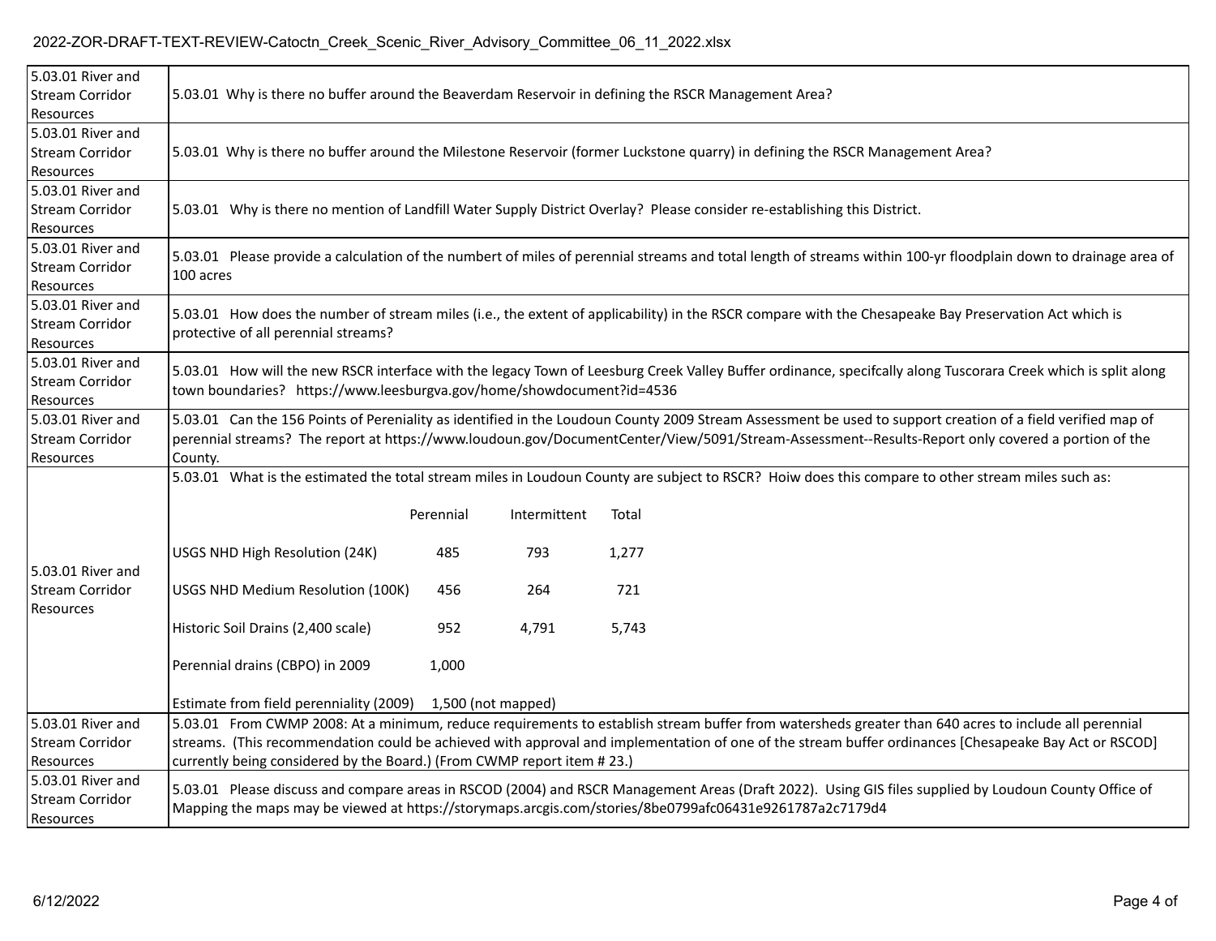| | |
|---|---|
| 5.03.01 River and Stream Corridor Resources | 5.03.01 Why is there no buffer around the Beaverdam Reservoir in defining the RSCR Management Area? |
| 5.03.01 River and Stream Corridor Resources | 5.03.01 Why is there no buffer around the Milestone Reservoir (former Luckstone quarry) in defining the RSCR Management Area? |
| 5.03.01 River and Stream Corridor Resources | 5.03.01 Why is there no mention of Landfill Water Supply District Overlay? Please consider re-establishing this District. |
| 5.03.01 River and Stream Corridor Resources | 5.03.01 Please provide a calculation of the numbert of miles of perennial streams and total length of streams within 100-yr floodplain down to drainage area of 100 acres |
| 5.03.01 River and Stream Corridor Resources | 5.03.01 How does the number of stream miles (i.e., the extent of applicability) in the RSCR compare with the Chesapeake Bay Preservation Act which is protective of all perennial streams? |
| 5.03.01 River and Stream Corridor Resources | 5.03.01 How will the new RSCR interface with the legacy Town of Leesburg Creek Valley Buffer ordinance, specifcally along Tuscorara Creek which is split along town boundaries? https://www.leesburgva.gov/home/showdocument?id=4536 |
| 5.03.01 River and Stream Corridor Resources | 5.03.01 Can the 156 Points of Pereniality as identified in the Loudoun County 2009 Stream Assessment be used to support creation of a field verified map of perennial streams? The report at https://www.loudoun.gov/DocumentCenter/View/5091/Stream-Assessment--Results-Report only covered a portion of the County. |
| 5.03.01 River and Stream Corridor Resources | 5.03.01 What is the estimated the total stream miles in Loudoun County are subject to RSCR? Hoiw does this compare to other stream miles such as:<br><br>Perennial / Intermittent / Total<br>USGS NHD High Resolution (24K): 485 / 793 / 1,277<br>USGS NHD Medium Resolution (100K): 456 / 264 / 721<br>Historic Soil Drains (2,400 scale): 952 / 4,791 / 5,743<br>Perennial drains (CBPO) in 2009: 1,000<br>Estimate from field pernniality (2009): 1,500 (not mapped) |
| 5.03.01 River and Stream Corridor Resources | 5.03.01 From CWMP 2008: At a minimum, reduce requirements to establish stream buffer from watersheds greater than 640 acres to include all perennial streams. (This recommendation could be achieved with approval and implementation of one of the stream buffer ordinances [Chesapeake Bay Act or RSCOD] currently being considered by the Board.) (From CWMP report item # 23.) |
| 5.03.01 River and Stream Corridor Resources | 5.03.01 Please discuss and compare areas in RSCOD (2004) and RSCR Management Areas (Draft 2022). Using GIS files supplied by Loudoun County Office of Mapping the maps may be viewed at https://storymaps.arcgis.com/stories/8be0799afc06431e9261787a2c7179d4 |